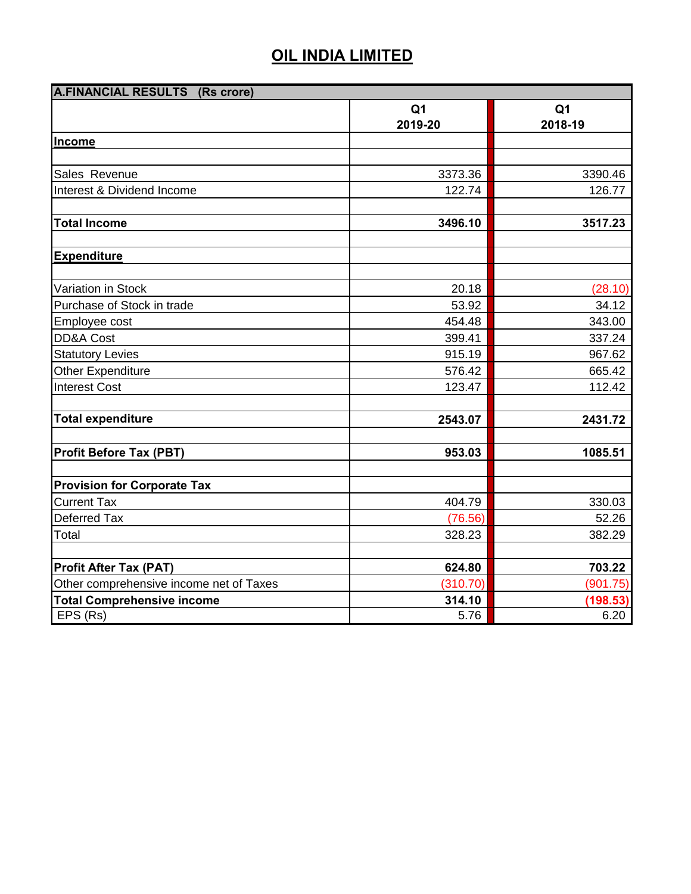# OIL INDIA LIMITED

| A.FINANCIAL RESULTS (Rs crore) | Q1 2019-20 | Q1 2018-19 |
|---|---|---|
| **Income** | | |
| | | |
| Sales Revenue | 3373.36 | 3390.46 |
| Interest & Dividend Income | 122.74 | 126.77 |
| | | |
| **Total Income** | **3496.10** | **3517.23** |
| | | |
| **Expenditure** | | |
| | | |
| Variation in Stock | 20.18 | (28.10) |
| Purchase of Stock in trade | 53.92 | 34.12 |
| Employee cost | 454.48 | 343.00 |
| DD&A Cost | 399.41 | 337.24 |
| Statutory Levies | 915.19 | 967.62 |
| Other Expenditure | 576.42 | 665.42 |
| Interest Cost | 123.47 | 112.42 |
| | | |
| **Total expenditure** | **2543.07** | **2431.72** |
| | | |
| **Profit Before Tax (PBT)** | **953.03** | **1085.51** |
| | | |
| **Provision for Corporate Tax** | | |
| Current Tax | 404.79 | 330.03 |
| Deferred Tax | (76.56) | 52.26 |
| Total | 328.23 | 382.29 |
| | | |
| **Profit After Tax (PAT)** | **624.80** | **703.22** |
| Other comprehensive income net of Taxes | (310.70) | (901.75) |
| **Total Comprehensive income** | **314.10** | **(198.53)** |
| EPS (Rs) | 5.76 | 6.20 |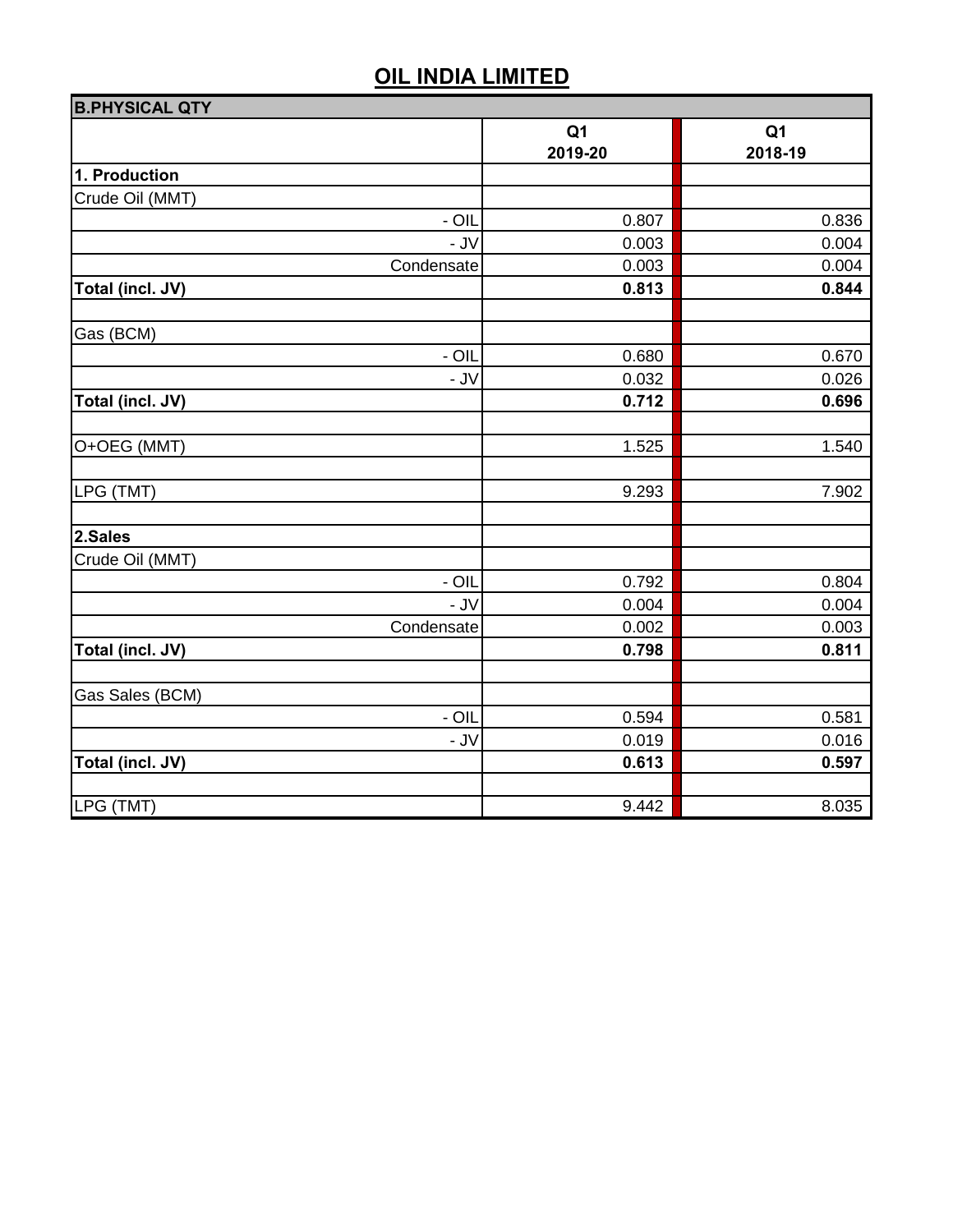## OIL INDIA LIMITED

| B.PHYSICAL QTY | | |
|---|---|---|
| | Q1 2019-20 | Q1 2018-19 |
| **1. Production** | | |
| Crude Oil (MMT) | | |
| - OIL | 0.807 | 0.836 |
| - JV | 0.003 | 0.004 |
| Condensate | 0.003 | 0.004 |
| **Total (incl. JV)** | **0.813** | **0.844** |
| | | |
| Gas (BCM) | | |
| - OIL | 0.680 | 0.670 |
| - JV | 0.032 | 0.026 |
| **Total (incl. JV)** | **0.712** | **0.696** |
| | | |
| O+OEG (MMT) | 1.525 | 1.540 |
| | | |
| LPG (TMT) | 9.293 | 7.902 |
| | | |
| **2.Sales** | | |
| Crude Oil (MMT) | | |
| - OIL | 0.792 | 0.804 |
| - JV | 0.004 | 0.004 |
| Condensate | 0.002 | 0.003 |
| **Total (incl. JV)** | **0.798** | **0.811** |
| | | |
| Gas Sales (BCM) | | |
| - OIL | 0.594 | 0.581 |
| - JV | 0.019 | 0.016 |
| **Total (incl. JV)** | **0.613** | **0.597** |
| | | |
| LPG (TMT) | 9.442 | 8.035 |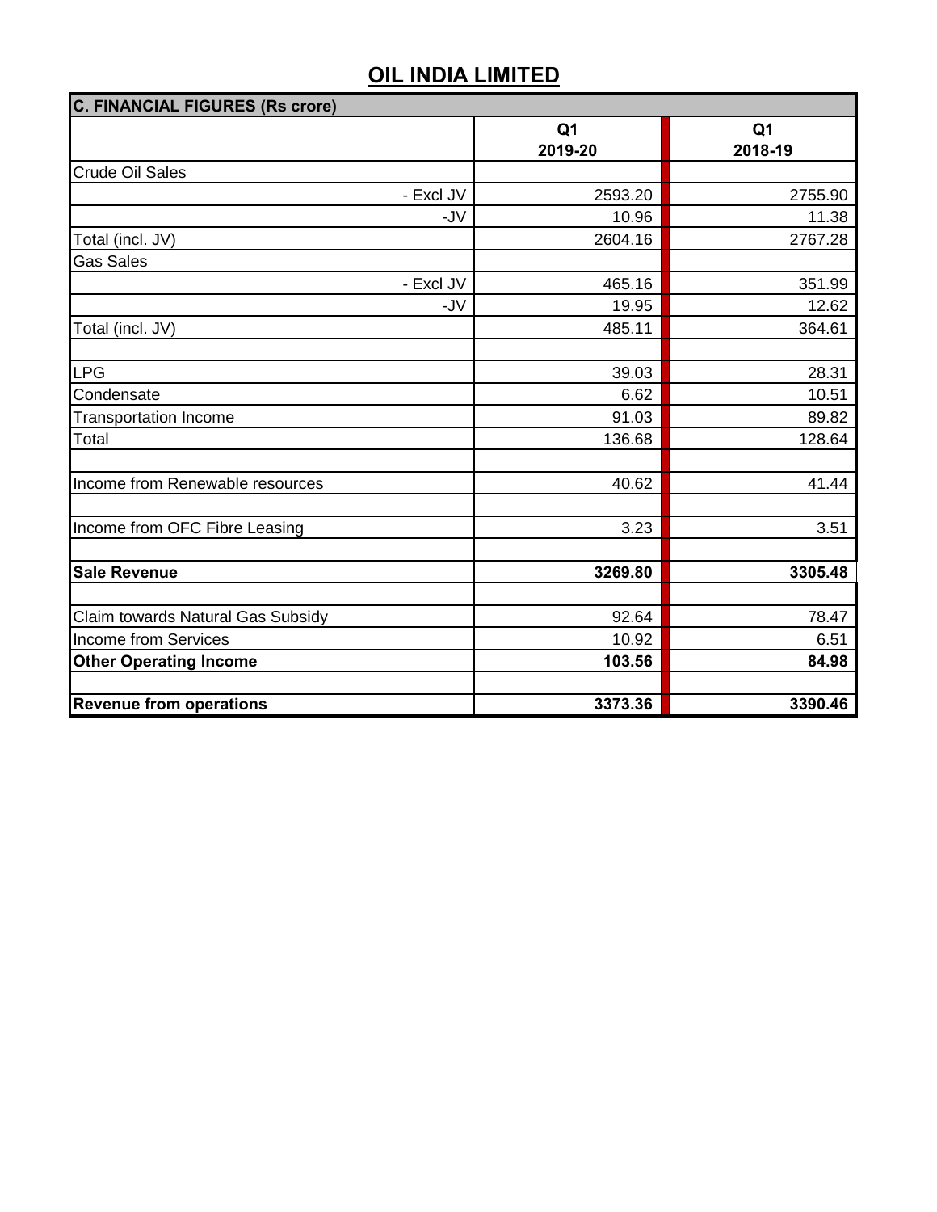# OIL INDIA LIMITED

| C. FINANCIAL FIGURES (Rs crore) | | |
|---|---|---|
| | Q1 2019-20 | Q1 2018-19 |
| Crude Oil Sales | | |
| - Excl JV | 2593.20 | 2755.90 |
| -JV | 10.96 | 11.38 |
| Total (incl. JV) | 2604.16 | 2767.28 |
| Gas Sales | | |
| - Excl JV | 465.16 | 351.99 |
| -JV | 19.95 | 12.62 |
| Total (incl. JV) | 485.11 | 364.61 |
| | | |
| LPG | 39.03 | 28.31 |
| Condensate | 6.62 | 10.51 |
| Transportation Income | 91.03 | 89.82 |
| Total | 136.68 | 128.64 |
| | | |
| Income from Renewable resources | 40.62 | 41.44 |
| | | |
| Income from OFC Fibre Leasing | 3.23 | 3.51 |
| | | |
| **Sale Revenue** | **3269.80** | **3305.48** |
| | | |
| Claim towards Natural Gas Subsidy | 92.64 | 78.47 |
| Income from Services | 10.92 | 6.51 |
| **Other Operating Income** | **103.56** | **84.98** |
| | | |
| **Revenue from operations** | **3373.36** | **3390.46** |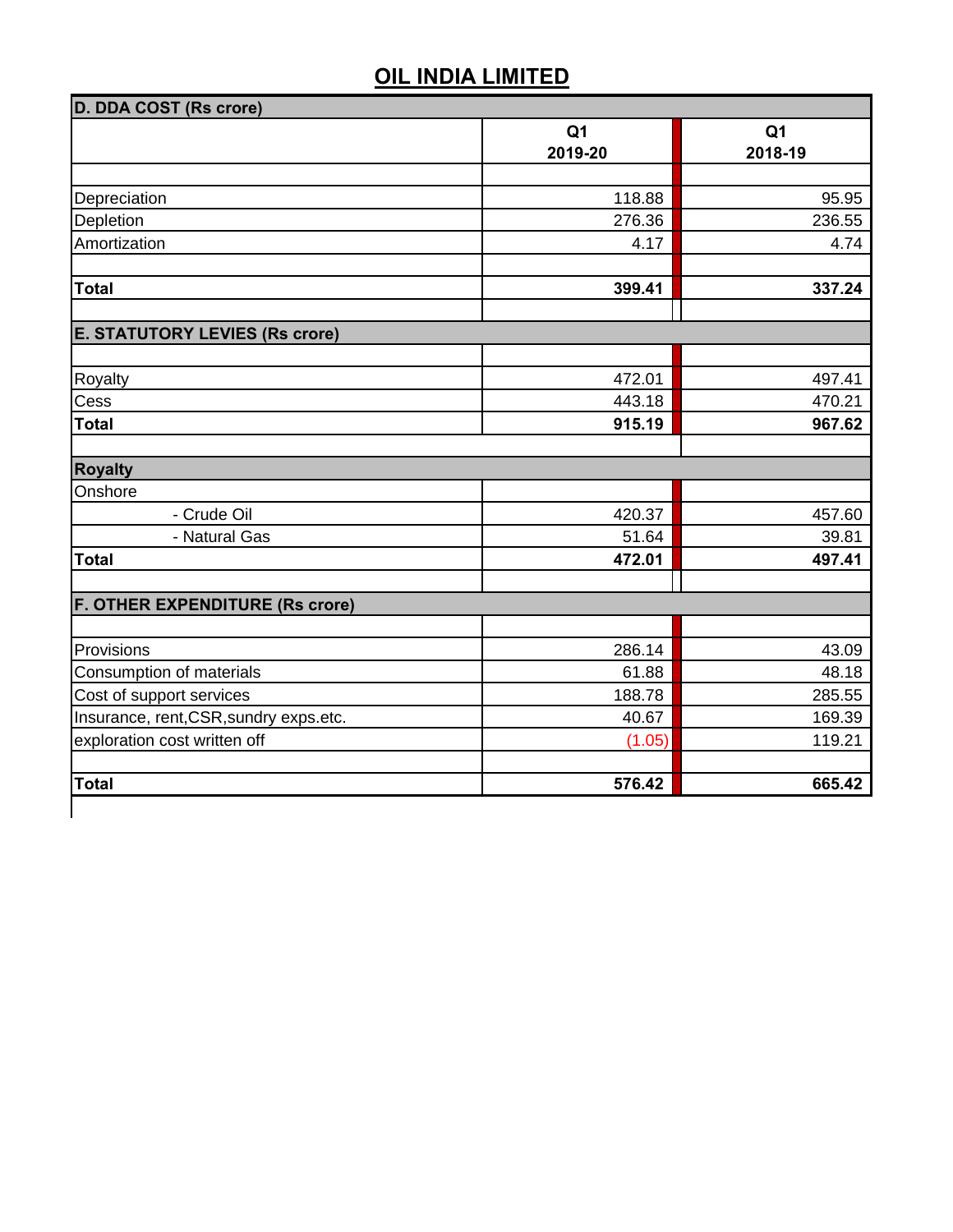# OIL INDIA LIMITED

| D. DDA COST (Rs crore) | Q1 2019-20 | Q1 2018-19 |
|---|---|---|
| Depreciation | 118.88 | 95.95 |
| Depletion | 276.36 | 236.55 |
| Amortization | 4.17 | 4.74 |
| **Total** | **399.41** | **337.24** |

| E. STATUTORY LEVIES (Rs crore) | Q1 2019-20 | Q1 2018-19 |
|---|---|---|
| Royalty | 472.01 | 497.41 |
| Cess | 443.18 | 470.21 |
| **Total** | **915.19** | **967.62** |

| Royalty | Q1 2019-20 | Q1 2018-19 |
|---|---|---|
| Onshore | | |
| - Crude Oil | 420.37 | 457.60 |
| - Natural Gas | 51.64 | 39.81 |
| **Total** | **472.01** | **497.41** |

| F. OTHER EXPENDITURE (Rs crore) | Q1 2019-20 | Q1 2018-19 |
|---|---|---|
| Provisions | 286.14 | 43.09 |
| Consumption of materials | 61.88 | 48.18 |
| Cost of support services | 188.78 | 285.55 |
| Insurance, rent,CSR,sundry exps.etc. | 40.67 | 169.39 |
| exploration cost written off | (1.05) | 119.21 |
| **Total** | **576.42** | **665.42** |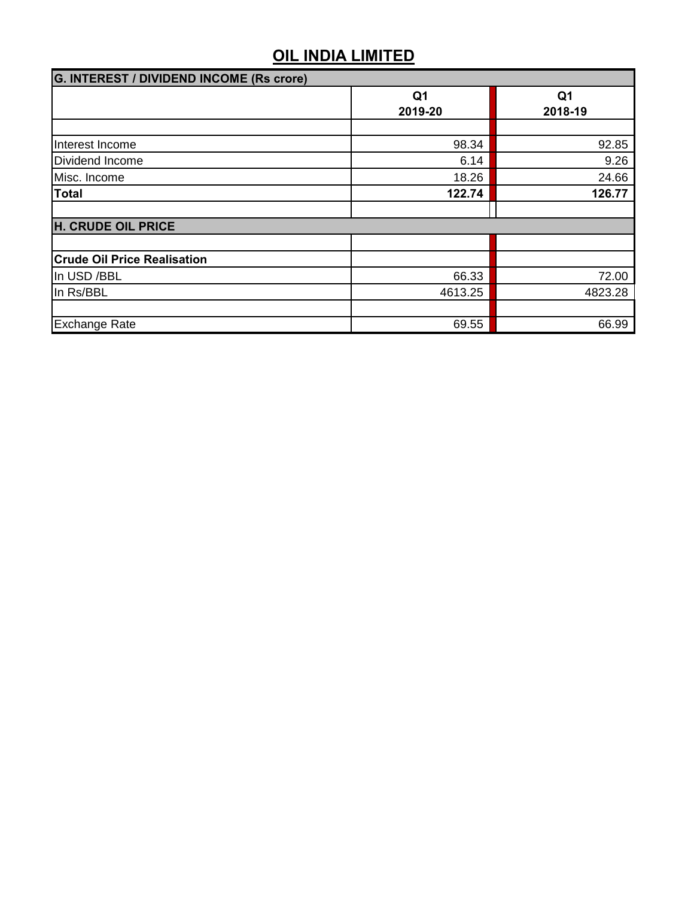# OIL INDIA LIMITED

| G. INTEREST / DIVIDEND INCOME (Rs crore) | Q1 2019-20 | Q1 2018-19 |
|---|---|---|
| | | |
| Interest Income | 98.34 | 92.85 |
| Dividend Income | 6.14 | 9.26 |
| Misc. Income | 18.26 | 24.66 |
| **Total** | **122.74** | **126.77** |
| | | |
| **H. CRUDE OIL PRICE** | | |
| | | |
| **Crude Oil Price Realisation** | | |
| In USD /BBL | 66.33 | 72.00 |
| In Rs/BBL | 4613.25 | 4823.28 |
| | | |
| Exchange Rate | 69.55 | 66.99 |